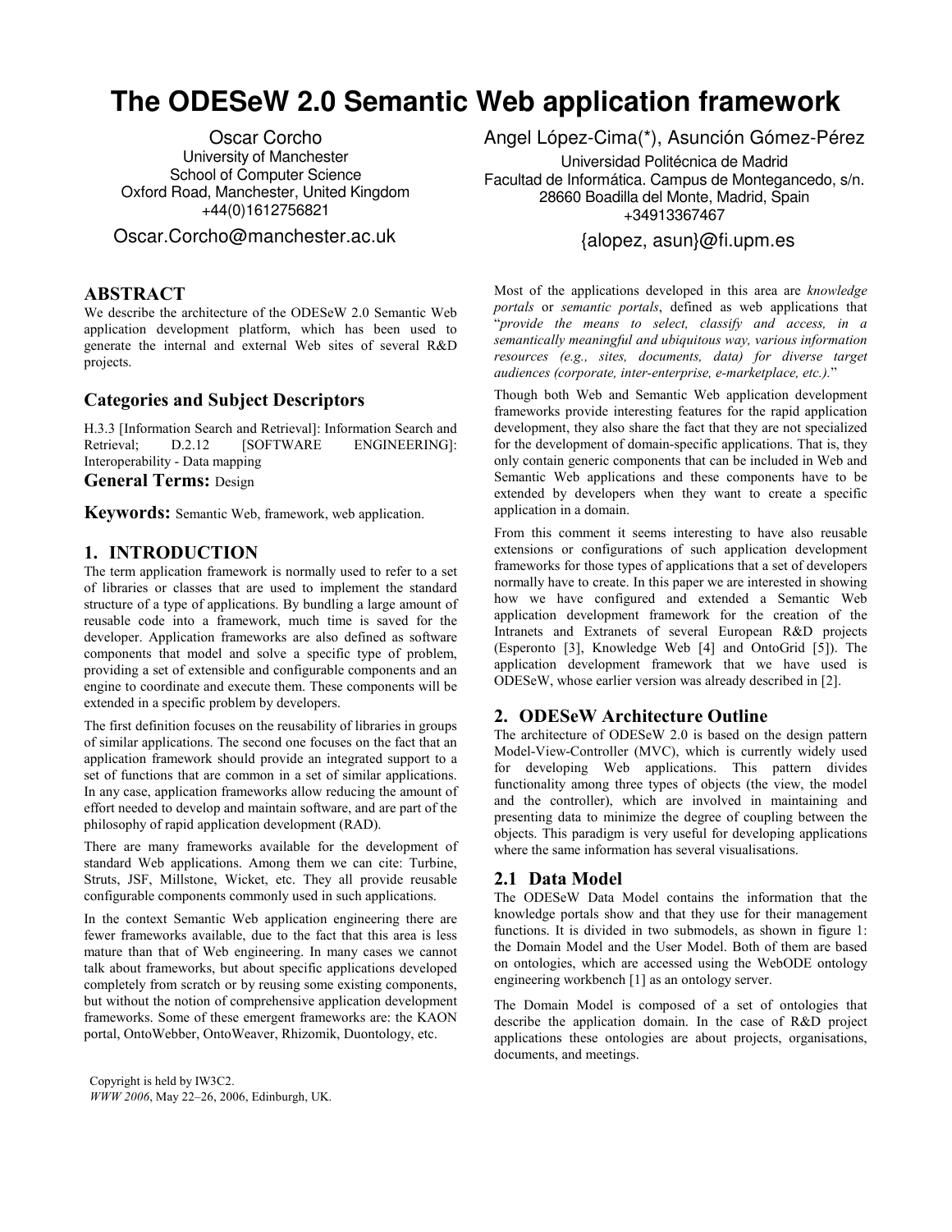# The ODESeW 2.0 Semantic Web application framework

Oscar Corcho
University of Manchester
School of Computer Science
Oxford Road, Manchester, United Kingdom
+44(0)1612756821
Oscar.Corcho@manchester.ac.uk

Angel López-Cima(*), Asunción Gómez-Pérez
Universidad Politécnica de Madrid
Facultad de Informática. Campus de Montegancedo, s/n.
28660 Boadilla del Monte, Madrid, Spain
+34913367467
{alopez, asun}@fi.upm.es

## ABSTRACT

We describe the architecture of the ODESeW 2.0 Semantic Web application development platform, which has been used to generate the internal and external Web sites of several R&D projects.

## Categories and Subject Descriptors

H.3.3 [Information Search and Retrieval]: Information Search and Retrieval; D.2.12 [SOFTWARE ENGINEERING]: Interoperability - Data mapping

**General Terms:** Design

**Keywords:** Semantic Web, framework, web application.

## 1. INTRODUCTION

The term application framework is normally used to refer to a set of libraries or classes that are used to implement the standard structure of a type of applications. By bundling a large amount of reusable code into a framework, much time is saved for the developer. Application frameworks are also defined as software components that model and solve a specific type of problem, providing a set of extensible and configurable components and an engine to coordinate and execute them. These components will be extended in a specific problem by developers.

The first definition focuses on the reusability of libraries in groups of similar applications. The second one focuses on the fact that an application framework should provide an integrated support to a set of functions that are common in a set of similar applications. In any case, application frameworks allow reducing the amount of effort needed to develop and maintain software, and are part of the philosophy of rapid application development (RAD).

There are many frameworks available for the development of standard Web applications. Among them we can cite: Turbine, Struts, JSF, Millstone, Wicket, etc. They all provide reusable configurable components commonly used in such applications.

In the context Semantic Web application engineering there are fewer frameworks available, due to the fact that this area is less mature than that of Web engineering. In many cases we cannot talk about frameworks, but about specific applications developed completely from scratch or by reusing some existing components, but without the notion of comprehensive application development frameworks. Some of these emergent frameworks are: the KAON portal, OntoWebber, OntoWeaver, Rhizomik, Duontology, etc.

Copyright is held by IW3C2.
*WWW 2006*, May 22–26, 2006, Edinburgh, UK.

Most of the applications developed in this area are *knowledge portals* or *semantic portals*, defined as web applications that "*provide the means to select, classify and access, in a semantically meaningful and ubiquitous way, various information resources (e.g., sites, documents, data) for diverse target audiences (corporate, inter-enterprise, e-marketplace, etc.).*"

Though both Web and Semantic Web application development frameworks provide interesting features for the rapid application development, they also share the fact that they are not specialized for the development of domain-specific applications. That is, they only contain generic components that can be included in Web and Semantic Web applications and these components have to be extended by developers when they want to create a specific application in a domain.

From this comment it seems interesting to have also reusable extensions or configurations of such application development frameworks for those types of applications that a set of developers normally have to create. In this paper we are interested in showing how we have configured and extended a Semantic Web application development framework for the creation of the Intranets and Extranets of several European R&D projects (Esperonto [3], Knowledge Web [4] and OntoGrid [5]). The application development framework that we have used is ODESeW, whose earlier version was already described in [2].

## 2. ODESeW Architecture Outline

The architecture of ODESeW 2.0 is based on the design pattern Model-View-Controller (MVC), which is currently widely used for developing Web applications. This pattern divides functionality among three types of objects (the view, the model and the controller), which are involved in maintaining and presenting data to minimize the degree of coupling between the objects. This paradigm is very useful for developing applications where the same information has several visualisations.

### 2.1 Data Model

The ODESeW Data Model contains the information that the knowledge portals show and that they use for their management functions. It is divided in two submodels, as shown in figure 1: the Domain Model and the User Model. Both of them are based on ontologies, which are accessed using the WebODE ontology engineering workbench [1] as an ontology server.

The Domain Model is composed of a set of ontologies that describe the application domain. In the case of R&D project applications these ontologies are about projects, organisations, documents, and meetings.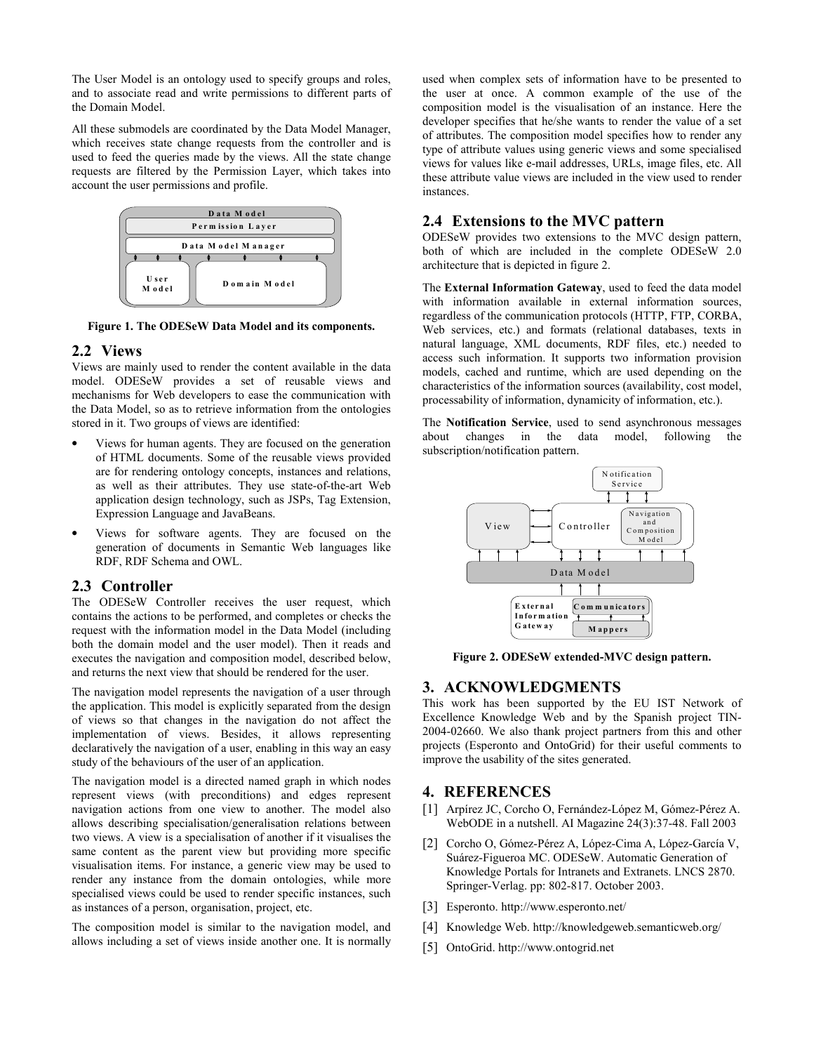The User Model is an ontology used to specify groups and roles, and to associate read and write permissions to different parts of the Domain Model.

All these submodels are coordinated by the Data Model Manager, which receives state change requests from the controller and is used to feed the queries made by the views. All the state change requests are filtered by the Permission Layer, which takes into account the user permissions and profile.

Data Model
Permission Layer
Data Model Manager
User Model
Domain Model

**Figure 1. The ODESeW Data Model and its components.**

## 2.2 Views

Views are mainly used to render the content available in the data model. ODESeW provides a set of reusable views and mechanisms for Web developers to ease the communication with the Data Model, so as to retrieve information from the ontologies stored in it. Two groups of views are identified:

- Views for human agents. They are focused on the generation of HTML documents. Some of the reusable views provided are for rendering ontology concepts, instances and relations, as well as their attributes. They use state-of-the-art Web application design technology, such as JSPs, Tag Extension, Expression Language and JavaBeans.
- Views for software agents. They are focused on the generation of documents in Semantic Web languages like RDF, RDF Schema and OWL.

## 2.3 Controller

The ODESeW Controller receives the user request, which contains the actions to be performed, and completes or checks the request with the information model in the Data Model (including both the domain model and the user model). Then it reads and executes the navigation and composition model, described below, and returns the next view that should be rendered for the user.

The navigation model represents the navigation of a user through the application. This model is explicitly separated from the design of views so that changes in the navigation do not affect the implementation of views. Besides, it allows representing declaratively the navigation of a user, enabling in this way an easy study of the behaviours of the user of an application.

The navigation model is a directed named graph in which nodes represent views (with preconditions) and edges represent navigation actions from one view to another. The model also allows describing specialisation/generalisation relations between two views. A view is a specialisation of another if it visualises the same content as the parent view but providing more specific visualisation items. For instance, a generic view may be used to render any instance from the domain ontologies, while more specialised views could be used to render specific instances, such as instances of a person, organisation, project, etc.

The composition model is similar to the navigation model, and allows including a set of views inside another one. It is normally used when complex sets of information have to be presented to the user at once. A common example of the use of the composition model is the visualisation of an instance. Here the developer specifies that he/she wants to render the value of a set of attributes. The composition model specifies how to render any type of attribute values using generic views and some specialised views for values like e-mail addresses, URLs, image files, etc. All these attribute value views are included in the view used to render instances.

## 2.4 Extensions to the MVC pattern

ODESeW provides two extensions to the MVC design pattern, both of which are included in the complete ODESeW 2.0 architecture that is depicted in figure 2.

The **External Information Gateway**, used to feed the data model with information available in external information sources, regardless of the communication protocols (HTTP, FTP, CORBA, Web services, etc.) and formats (relational databases, texts in natural language, XML documents, RDF files, etc.) needed to access such information. It supports two information provision models, cached and runtime, which are used depending on the characteristics of the information sources (availability, cost model, processability of information, dynamicity of information, etc.).

The **Notification Service**, used to send asynchronous messages about changes in the data model, following the subscription/notification pattern.

Notification Service
View
Controller
Navigation and Composition Model
Data Model
External Information Gateway
Communicators
Mappers

**Figure 2. ODESeW extended-MVC design pattern.**

# 3. ACKNOWLEDGMENTS

This work has been supported by the EU IST Network of Excellence Knowledge Web and by the Spanish project TIN-2004-02660. We also thank project partners from this and other projects (Esperonto and OntoGrid) for their useful comments to improve the usability of the sites generated.

# 4. REFERENCES

[1] Arpírez JC, Corcho O, Fernández-López M, Gómez-Pérez A. WebODE in a nutshell. AI Magazine 24(3):37-48. Fall 2003

[2] Corcho O, Gómez-Pérez A, López-Cima A, López-García V, Suárez-Figueroa MC. ODESeW. Automatic Generation of Knowledge Portals for Intranets and Extranets. LNCS 2870. Springer-Verlag. pp: 802-817. October 2003.

[3] Esperonto. http://www.esperonto.net/

[4] Knowledge Web. http://knowledgeweb.semanticweb.org/

[5] OntoGrid. http://www.ontogrid.net